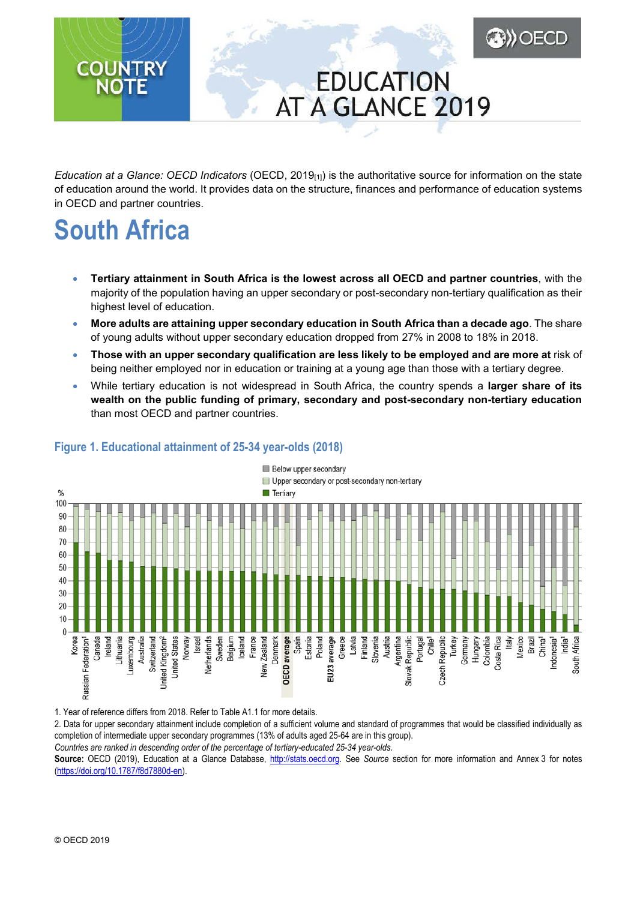# COUNTRY NOTE

# EDUCATION AT A GLANCE 2019

*Education at a Glance: OECD Indicators* (OECD, 2019[1]) is the authoritative source for information on the state of education around the world. It provides data on the structure, finances and performance of education systems in OECD and partner countries.

# South Africa

- **Tertiary attainment in South Africa is the lowest across all OECD and partner countries**, with the majority of the population having an upper secondary or post-secondary non-tertiary qualification as their highest level of education.
- **More adults are attaining upper secondary education in South Africa than a decade ago**. The share of young adults without upper secondary education dropped from 27% in 2008 to 18% in 2018.
- **Those with an upper secondary qualification are less likely to be employed and are more at** risk of being neither employed nor in education or training at a young age than those with a tertiary degree.
- While tertiary education is not widespread in South Africa, the country spends a **larger share of its wealth on the public funding of primary, secondary and post-secondary non-tertiary education** than most OECD and partner countries.

## Figure 1. Educational attainment of 25-34 year-olds (2018)

1. Year of reference differs from 2018. Refer to Table A1.1 for more details.
2. Data for upper secondary attainment include completion of a sufficient volume and standard of programmes that would be classified individually as completion of intermediate upper secondary programmes (13% of adults aged 25-64 are in this group).

*Countries are ranked in descending order of the percentage of tertiary-educated 25-34 year-olds.*

**Source:** OECD (2019), Education at a Glance Database, http://stats.oecd.org. See *Source* section for more information and Annex 3 for notes (https://doi.org/10.1787/f8d7880d-en).

© OECD 2019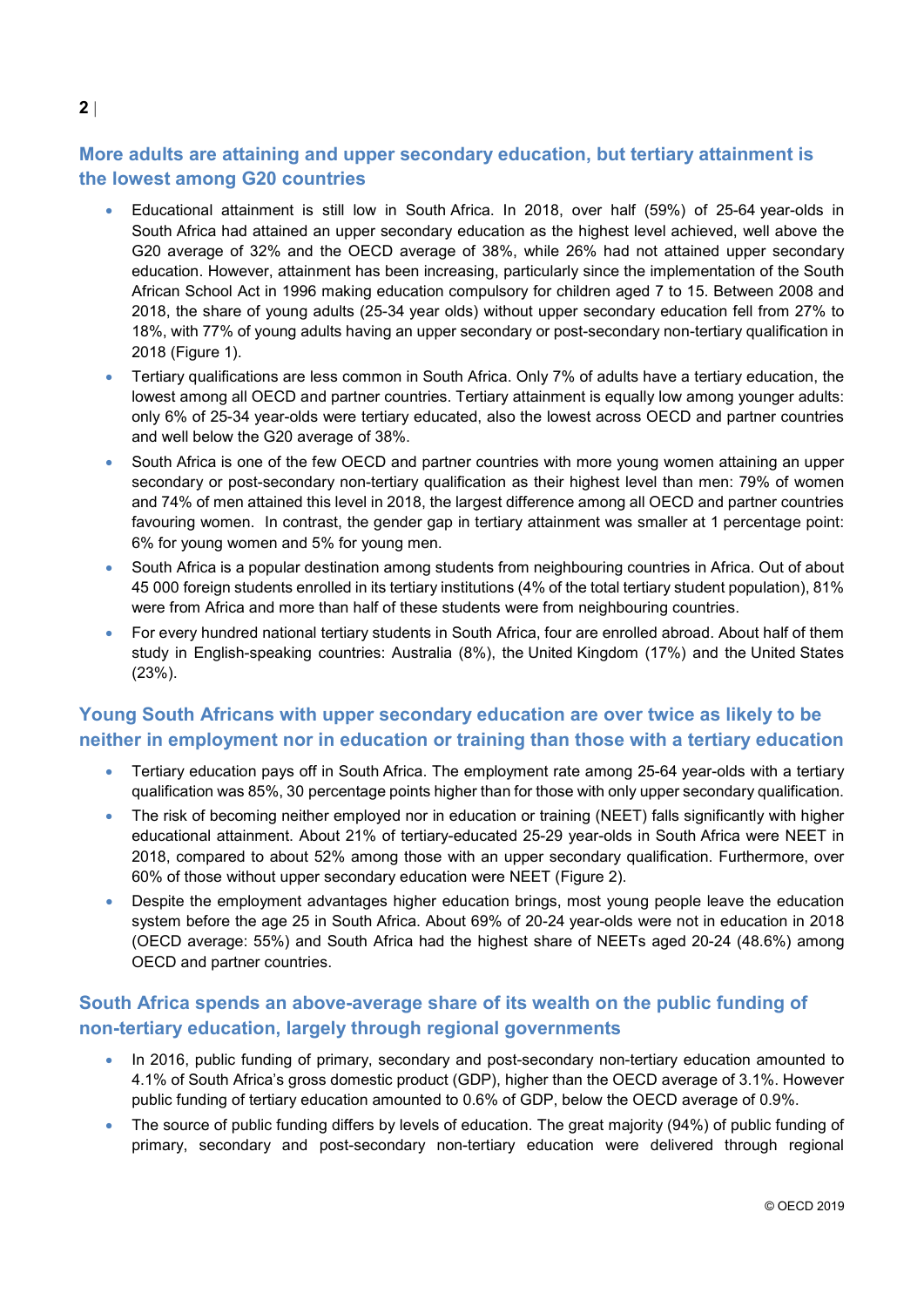## More adults are attaining and upper secondary education, but tertiary attainment is the lowest among G20 countries

- Educational attainment is still low in South Africa. In 2018, over half (59%) of 25-64 year-olds in South Africa had attained an upper secondary education as the highest level achieved, well above the G20 average of 32% and the OECD average of 38%, while 26% had not attained upper secondary education. However, attainment has been increasing, particularly since the implementation of the South African School Act in 1996 making education compulsory for children aged 7 to 15. Between 2008 and 2018, the share of young adults (25-34 year olds) without upper secondary education fell from 27% to 18%, with 77% of young adults having an upper secondary or post-secondary non-tertiary qualification in 2018 (Figure 1).
- Tertiary qualifications are less common in South Africa. Only 7% of adults have a tertiary education, the lowest among all OECD and partner countries. Tertiary attainment is equally low among younger adults: only 6% of 25-34 year-olds were tertiary educated, also the lowest across OECD and partner countries and well below the G20 average of 38%.
- South Africa is one of the few OECD and partner countries with more young women attaining an upper secondary or post-secondary non-tertiary qualification as their highest level than men: 79% of women and 74% of men attained this level in 2018, the largest difference among all OECD and partner countries favouring women. In contrast, the gender gap in tertiary attainment was smaller at 1 percentage point: 6% for young women and 5% for young men.
- South Africa is a popular destination among students from neighbouring countries in Africa. Out of about 45 000 foreign students enrolled in its tertiary institutions (4% of the total tertiary student population), 81% were from Africa and more than half of these students were from neighbouring countries.
- For every hundred national tertiary students in South Africa, four are enrolled abroad. About half of them study in English-speaking countries: Australia (8%), the United Kingdom (17%) and the United States (23%).

## Young South Africans with upper secondary education are over twice as likely to be neither in employment nor in education or training than those with a tertiary education

- Tertiary education pays off in South Africa. The employment rate among 25-64 year-olds with a tertiary qualification was 85%, 30 percentage points higher than for those with only upper secondary qualification.
- The risk of becoming neither employed nor in education or training (NEET) falls significantly with higher educational attainment. About 21% of tertiary-educated 25-29 year-olds in South Africa were NEET in 2018, compared to about 52% among those with an upper secondary qualification. Furthermore, over 60% of those without upper secondary education were NEET (Figure 2).
- Despite the employment advantages higher education brings, most young people leave the education system before the age 25 in South Africa. About 69% of 20-24 year-olds were not in education in 2018 (OECD average: 55%) and South Africa had the highest share of NEETs aged 20-24 (48.6%) among OECD and partner countries.

## South Africa spends an above-average share of its wealth on the public funding of non-tertiary education, largely through regional governments

- In 2016, public funding of primary, secondary and post-secondary non-tertiary education amounted to 4.1% of South Africa's gross domestic product (GDP), higher than the OECD average of 3.1%. However public funding of tertiary education amounted to 0.6% of GDP, below the OECD average of 0.9%.
- The source of public funding differs by levels of education. The great majority (94%) of public funding of primary, secondary and post-secondary non-tertiary education were delivered through regional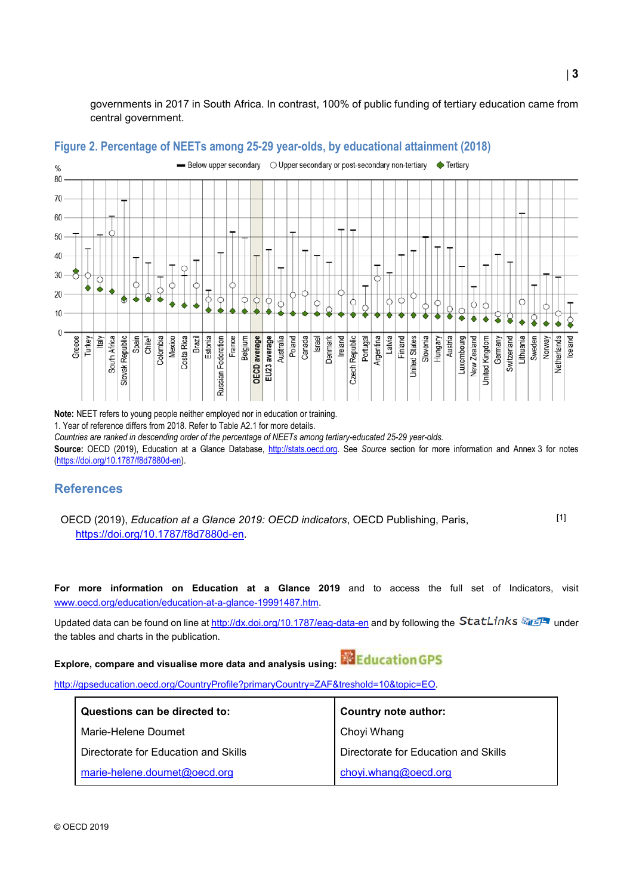governments in 2017 in South Africa. In contrast, 100% of public funding of tertiary education came from central government.

### Figure 2. Percentage of NEETs among 25-29 year-olds, by educational attainment (2018)

**Note:** NEET refers to young people neither employed nor in education or training.

1. Year of reference differs from 2018. Refer to Table A2.1 for more details.

*Countries are ranked in descending order of the percentage of NEETs among tertiary-educated 25-29 year-olds.*

**Source:** OECD (2019), Education at a Glance Database, http://stats.oecd.org. See *Source* section for more information and Annex 3 for notes (https://doi.org/10.1787/f8d7880d-en).

## References

OECD (2019), *Education at a Glance 2019: OECD indicators*, OECD Publishing, Paris, https://doi.org/10.1787/f8d7880d-en. [1]

**For more information on Education at a Glance 2019** and to access the full set of Indicators, visit www.oecd.org/education/education-at-a-glance-19991487.htm.

Updated data can be found on line at http://dx.doi.org/10.1787/eag-data-en and by following the StatLinks under the tables and charts in the publication.

**Explore, compare and visualise more data and analysis using:** EducationGPS

http://gpseducation.oecd.org/CountryProfile?primaryCountry=ZAF&treshold=10&topic=EO.

| **Questions can be directed to:** | **Country note author:** |
|---|---|
| Marie-Helene Doumet | Choyi Whang |
| Directorate for Education and Skills | Directorate for Education and Skills |
| marie-helene.doumet@oecd.org | choyi.whang@oecd.org |

© OECD 2019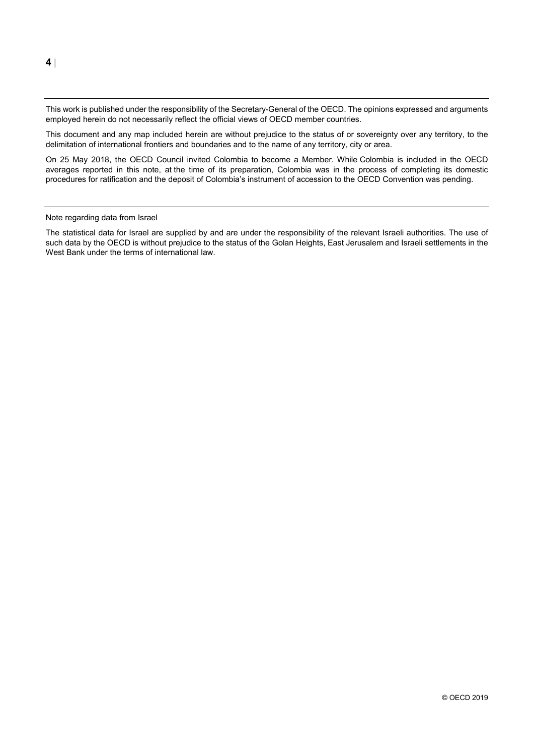This work is published under the responsibility of the Secretary-General of the OECD. The opinions expressed and arguments employed herein do not necessarily reflect the official views of OECD member countries.

This document and any map included herein are without prejudice to the status of or sovereignty over any territory, to the delimitation of international frontiers and boundaries and to the name of any territory, city or area.

On 25 May 2018, the OECD Council invited Colombia to become a Member. While Colombia is included in the OECD averages reported in this note, at the time of its preparation, Colombia was in the process of completing its domestic procedures for ratification and the deposit of Colombia's instrument of accession to the OECD Convention was pending.

Note regarding data from Israel

The statistical data for Israel are supplied by and are under the responsibility of the relevant Israeli authorities. The use of such data by the OECD is without prejudice to the status of the Golan Heights, East Jerusalem and Israeli settlements in the West Bank under the terms of international law.

© OECD 2019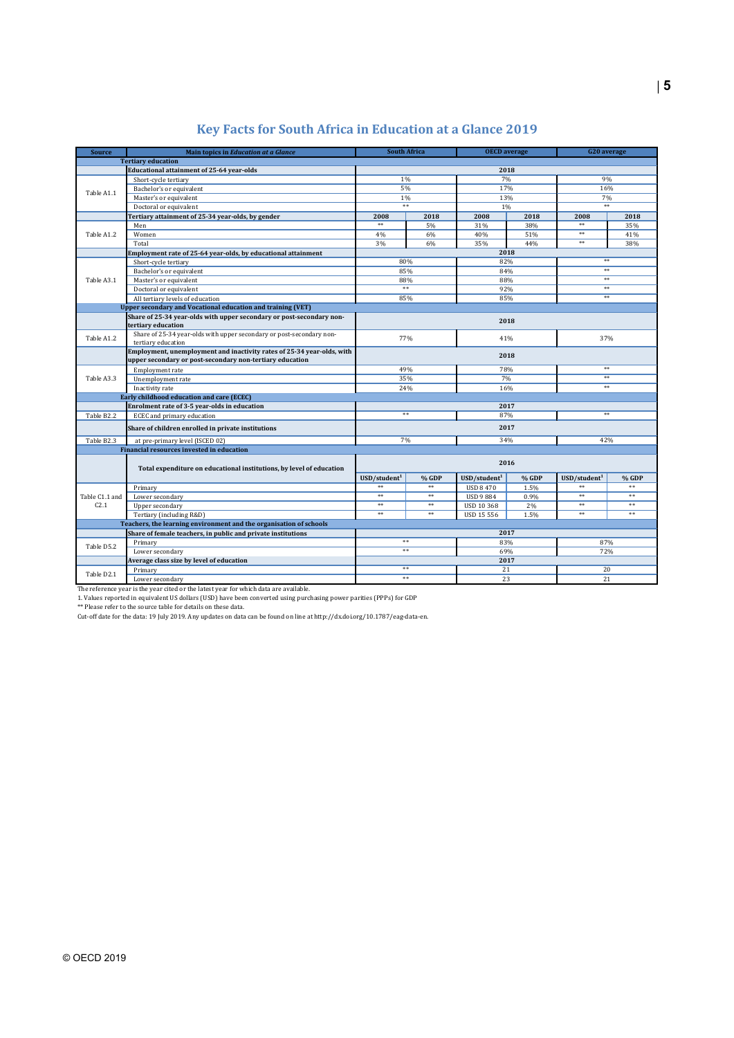# Key Facts for South Africa in Education at a Glance 2019

| Source | Main topics in *Education at a Glance* | South Africa | | OECD average | | G20 average | |
|---|---|---|---|---|---|---|---|
| | **Tertiary education** | | | | | | |
| | **Educational attainment of 25-64 year-olds** | 2018 | | | | | |
| Table A1.1 | Short-cycle tertiary | 1% | | 7% | | 9% | |
| | Bachelor's or equivalent | 5% | | 17% | | 16% | |
| | Master's or equivalent | 1% | | 13% | | 7% | |
| | Doctoral or equivalent | ** | | 1% | | ** | |
| | **Tertiary attainment of 25-34 year-olds, by gender** | 2008 | 2018 | 2008 | 2018 | 2008 | 2018 |
| Table A1.2 | Men | ** | 5% | 31% | 38% | ** | 35% |
| | Women | 4% | 6% | 40% | 51% | ** | 41% |
| | Total | 3% | 6% | 35% | 44% | ** | 38% |
| | **Employment rate of 25-64 year-olds, by educational attainment** | 2018 | | | | | |
| Table A3.1 | Short-cycle tertiary | 80% | | 82% | | ** | |
| | Bachelor's or equivalent | 85% | | 84% | | ** | |
| | Master's or equivalent | 88% | | 88% | | ** | |
| | Doctoral or equivalent | ** | | 92% | | ** | |
| | All tertiary levels of education | 85% | | 85% | | ** | |
| | **Upper secondary and Vocational education and training (VET)** | | | | | | |
| | **Share of 25-34 year-olds with upper secondary or post-secondary non-tertiary education** | 2018 | | | | | |
| Table A1.2 | Share of 25-34 year-olds with upper secondary or post-secondary non-tertiary education | 77% | | 41% | | 37% | |
| | **Employment, unemployment and inactivity rates of 25-34 year-olds, with upper secondary or post-secondary non-tertiary education** | 2018 | | | | | |
| Table A3.3 | Employment rate | 49% | | 78% | | ** | |
| | Unemployment rate | 35% | | 7% | | ** | |
| | Inactivity rate | 24% | | 16% | | ** | |
| | **Early childhood education and care (ECEC)** | | | | | | |
| | **Enrolment rate of 3-5 year-olds in education** | 2017 | | | | | |
| Table B2.2 | ECEC and primary education | ** | | 87% | | ** | |
| | **Share of children enrolled in private institutions** | 2017 | | | | | |
| Table B2.3 | at pre-primary level (ISCED 02) | 7% | | 34% | | 42% | |
| | **Financial resources invested in education** | | | | | | |
| | **Total expenditure on educational institutions, by level of education** | 2016 | | | | | |
| | | USD/student[1] | % GDP | USD/student[1] | % GDP | USD/student[1] | % GDP |
| Table C1.1 and C2.1 | Primary | ** | ** | USD 8 470 | 1.5% | ** | ** |
| | Lower secondary | ** | ** | USD 9 884 | 0.9% | ** | ** |
| | Upper secondary | ** | ** | USD 10 368 | 2% | ** | ** |
| | Tertiary (including R&D) | ** | ** | USD 15 556 | 1.5% | ** | ** |
| | **Teachers, the learning environment and the organisation of schools** | | | | | | |
| | **Share of female teachers, in public and private institutions** | 2017 | | | | | |
| Table D5.2 | Primary | ** | | 83% | | 87% | |
| | Lower secondary | ** | | 69% | | 72% | |
| | **Average class size by level of education** | 2017 | | | | | |
| Table D2.1 | Primary | ** | | 21 | | 20 | |
| | Lower secondary | ** | | 23 | | 21 | |

The reference year is the year cited or the latest year for which data are available.

1. Values reported in equivalent US dollars (USD) have been converted using purchasing power parities (PPPs) for GDP

** Please refer to the source table for details on these data.

Cut-off date for the data: 19 July 2019. Any updates on data can be found on line at http://dx.doi.org/10.1787/eag-data-en.

© OECD 2019